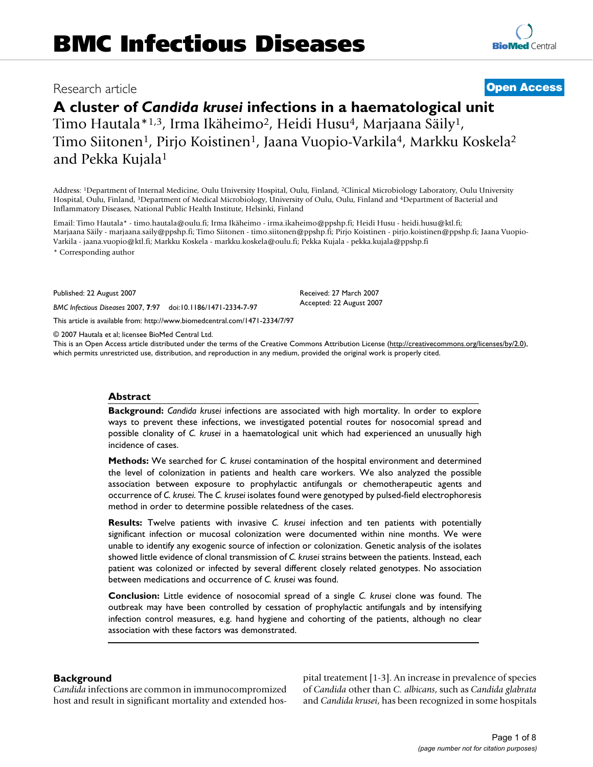Research article

**Open Access**

# A cluster of *Candida krusei* infections in a haematological unit

Timo Hautala*[1,3], Irma Ikäheimo[2], Heidi Husu[4], Marjaana Säily[1], Timo Siitonen[1], Pirjo Koistinen[1], Jaana Vuopio-Varkila[4], Markku Koskela[2] and Pekka Kujala[1]

Address: [1]Department of Internal Medicine, Oulu University Hospital, Oulu, Finland, [2]Clinical Microbiology Laboratory, Oulu University Hospital, Oulu, Finland, [3]Department of Medical Microbiology, University of Oulu, Oulu, Finland and [4]Department of Bacterial and Inflammatory Diseases, National Public Health Institute, Helsinki, Finland

Email: Timo Hautala* - timo.hautala@oulu.fi; Irma Ikäheimo - irma.ikaheimo@ppshp.fi; Heidi Husu - heidi.husu@ktl.fi; Marjaana Säily - marjaana.saily@ppshp.fi; Timo Siitonen - timo.siitonen@ppshp.fi; Pirjo Koistinen - pirjo.koistinen@ppshp.fi; Jaana Vuopio-Varkila - jaana.vuopio@ktl.fi; Markku Koskela - markku.koskela@oulu.fi; Pekka Kujala - pekka.kujala@ppshp.fi

\* Corresponding author

Published: 22 August 2007

*BMC Infectious Diseases* 2007, **7**:97 doi:10.1186/1471-2334-7-97

Received: 27 March 2007
Accepted: 22 August 2007

This article is available from: http://www.biomedcentral.com/1471-2334/7/97

© 2007 Hautala et al; licensee BioMed Central Ltd.
This is an Open Access article distributed under the terms of the Creative Commons Attribution License (http://creativecommons.org/licenses/by/2.0), which permits unrestricted use, distribution, and reproduction in any medium, provided the original work is properly cited.

## Abstract

**Background:** *Candida krusei* infections are associated with high mortality. In order to explore ways to prevent these infections, we investigated potential routes for nosocomial spread and possible clonality of *C. krusei* in a haematological unit which had experienced an unusually high incidence of cases.

**Methods:** We searched for *C. krusei* contamination of the hospital environment and determined the level of colonization in patients and health care workers. We also analyzed the possible association between exposure to prophylactic antifungals or chemotherapeutic agents and occurrence of *C. krusei*. The *C. krusei* isolates found were genotyped by pulsed-field electrophoresis method in order to determine possible relatedness of the cases.

**Results:** Twelve patients with invasive *C. krusei* infection and ten patients with potentially significant infection or mucosal colonization were documented within nine months. We were unable to identify any exogenic source of infection or colonization. Genetic analysis of the isolates showed little evidence of clonal transmission of *C. krusei* strains between the patients. Instead, each patient was colonized or infected by several different closely related genotypes. No association between medications and occurrence of *C. krusei* was found.

**Conclusion:** Little evidence of nosocomial spread of a single *C. krusei* clone was found. The outbreak may have been controlled by cessation of prophylactic antifungals and by intensifying infection control measures, e.g. hand hygiene and cohorting of the patients, although no clear association with these factors was demonstrated.

## Background

*Candida* infections are common in immunocompromized host and result in significant mortality and extended hospital treatement [1-3]. An increase in prevalence of species of *Candida* other than *C. albicans*, such as *Candida glabrata* and *Candida krusei*, has been recognized in some hospitals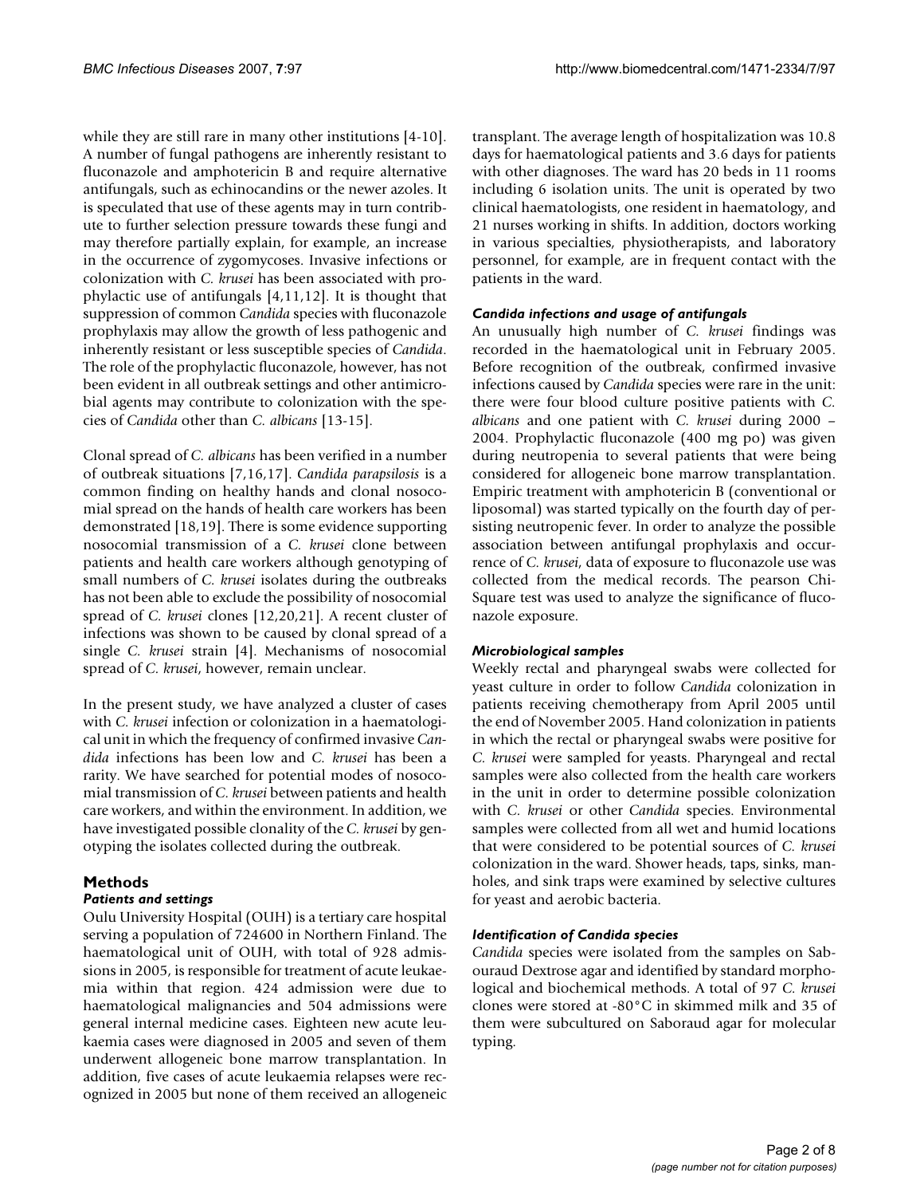while they are still rare in many other institutions [4-10]. A number of fungal pathogens are inherently resistant to fluconazole and amphotericin B and require alternative antifungals, such as echinocandins or the newer azoles. It is speculated that use of these agents may in turn contribute to further selection pressure towards these fungi and may therefore partially explain, for example, an increase in the occurrence of zygomycoses. Invasive infections or colonization with *C. krusei* has been associated with prophylactic use of antifungals [4,11,12]. It is thought that suppression of common *Candida* species with fluconazole prophylaxis may allow the growth of less pathogenic and inherently resistant or less susceptible species of *Candida*. The role of the prophylactic fluconazole, however, has not been evident in all outbreak settings and other antimicrobial agents may contribute to colonization with the species of *Candida* other than *C. albicans* [13-15].

Clonal spread of *C. albicans* has been verified in a number of outbreak situations [7,16,17]. *Candida parapsilosis* is a common finding on healthy hands and clonal nosocomial spread on the hands of health care workers has been demonstrated [18,19]. There is some evidence supporting nosocomial transmission of a *C. krusei* clone between patients and health care workers although genotyping of small numbers of *C. krusei* isolates during the outbreaks has not been able to exclude the possibility of nosocomial spread of *C. krusei* clones [12,20,21]. A recent cluster of infections was shown to be caused by clonal spread of a single *C. krusei* strain [4]. Mechanisms of nosocomial spread of *C. krusei*, however, remain unclear.

In the present study, we have analyzed a cluster of cases with *C. krusei* infection or colonization in a haematological unit in which the frequency of confirmed invasive *Candida* infections has been low and *C. krusei* has been a rarity. We have searched for potential modes of nosocomial transmission of *C. krusei* between patients and health care workers, and within the environment. In addition, we have investigated possible clonality of the *C. krusei* by genotyping the isolates collected during the outbreak.

## Methods

### *Patients and settings*

Oulu University Hospital (OUH) is a tertiary care hospital serving a population of 724600 in Northern Finland. The haematological unit of OUH, with total of 928 admissions in 2005, is responsible for treatment of acute leukaemia within that region. 424 admission were due to haematological malignancies and 504 admissions were general internal medicine cases. Eighteen new acute leukaemia cases were diagnosed in 2005 and seven of them underwent allogeneic bone marrow transplantation. In addition, five cases of acute leukaemia relapses were recognized in 2005 but none of them received an allogeneic transplant. The average length of hospitalization was 10.8 days for haematological patients and 3.6 days for patients with other diagnoses. The ward has 20 beds in 11 rooms including 6 isolation units. The unit is operated by two clinical haematologists, one resident in haematology, and 21 nurses working in shifts. In addition, doctors working in various specialties, physiotherapists, and laboratory personnel, for example, are in frequent contact with the patients in the ward.

### *Candida infections and usage of antifungals*

An unusually high number of *C. krusei* findings was recorded in the haematological unit in February 2005. Before recognition of the outbreak, confirmed invasive infections caused by *Candida* species were rare in the unit: there were four blood culture positive patients with *C. albicans* and one patient with *C. krusei* during 2000 – 2004. Prophylactic fluconazole (400 mg po) was given during neutropenia to several patients that were being considered for allogeneic bone marrow transplantation. Empiric treatment with amphotericin B (conventional or liposomal) was started typically on the fourth day of persisting neutropenic fever. In order to analyze the possible association between antifungal prophylaxis and occurrence of *C. krusei*, data of exposure to fluconazole use was collected from the medical records. The pearson Chi-Square test was used to analyze the significance of fluconazole exposure.

### *Microbiological samples*

Weekly rectal and pharyngeal swabs were collected for yeast culture in order to follow *Candida* colonization in patients receiving chemotherapy from April 2005 until the end of November 2005. Hand colonization in patients in which the rectal or pharyngeal swabs were positive for *C. krusei* were sampled for yeasts. Pharyngeal and rectal samples were also collected from the health care workers in the unit in order to determine possible colonization with *C. krusei* or other *Candida* species. Environmental samples were collected from all wet and humid locations that were considered to be potential sources of *C. krusei* colonization in the ward. Shower heads, taps, sinks, manholes, and sink traps were examined by selective cultures for yeast and aerobic bacteria.

### *Identification of Candida species*

*Candida* species were isolated from the samples on Sabouraud Dextrose agar and identified by standard morphological and biochemical methods. A total of 97 *C. krusei* clones were stored at -80°C in skimmed milk and 35 of them were subcultured on Saboraud agar for molecular typing.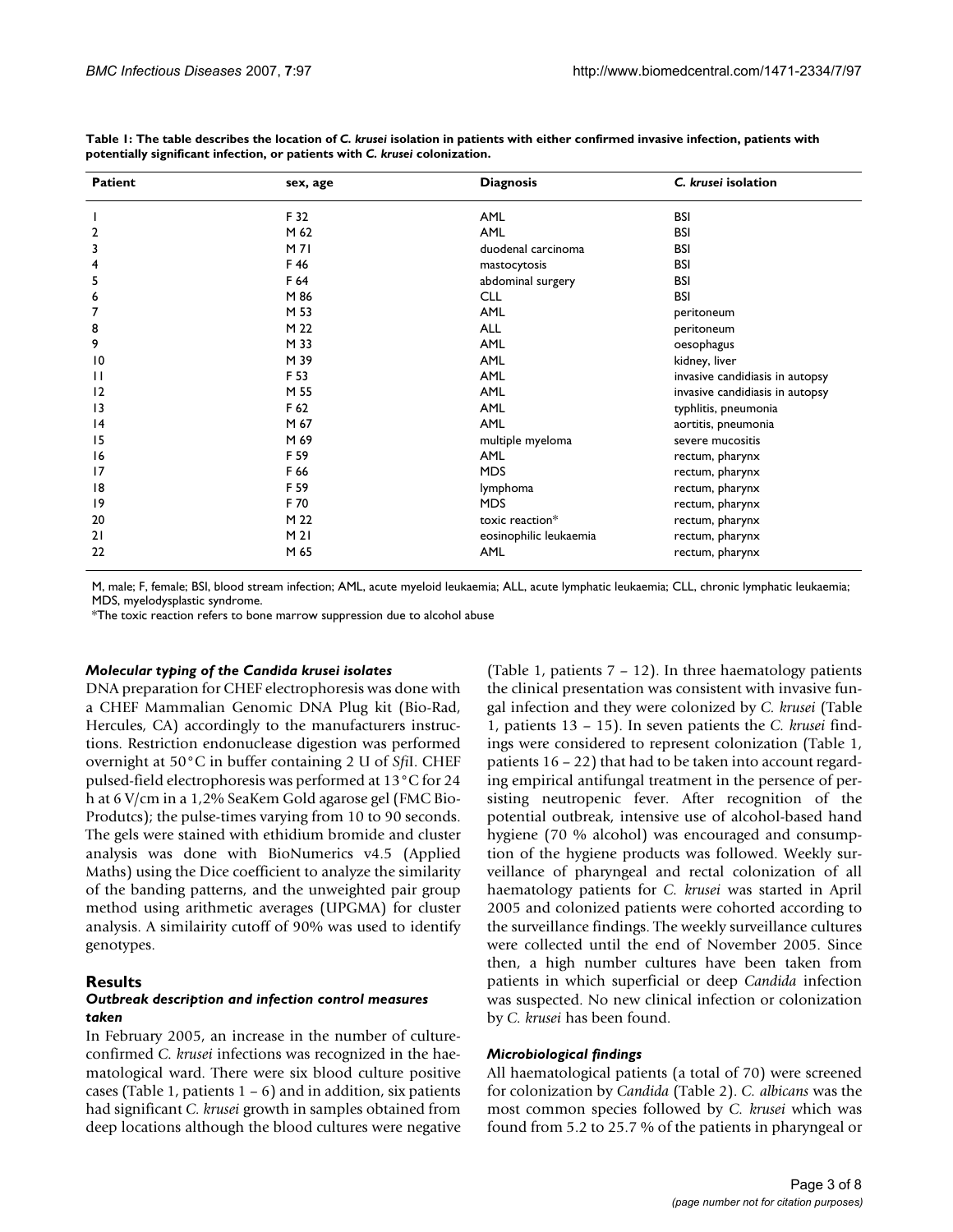**Table 1: The table describes the location of *C. krusei* isolation in patients with either confirmed invasive infection, patients with potentially significant infection, or patients with *C. krusei* colonization.**

| Patient | sex, age | Diagnosis | *C. krusei* isolation |
|---|---|---|---|
| 1 | F 32 | AML | BSI |
| 2 | M 62 | AML | BSI |
| 3 | M 71 | duodenal carcinoma | BSI |
| 4 | F 46 | mastocytosis | BSI |
| 5 | F 64 | abdominal surgery | BSI |
| 6 | M 86 | CLL | BSI |
| 7 | M 53 | AML | peritoneum |
| 8 | M 22 | ALL | peritoneum |
| 9 | M 33 | AML | oesophagus |
| 10 | M 39 | AML | kidney, liver |
| 11 | F 53 | AML | invasive candidiasis in autopsy |
| 12 | M 55 | AML | invasive candidiasis in autopsy |
| 13 | F 62 | AML | typhlitis, pneumonia |
| 14 | M 67 | AML | aortitis, pneumonia |
| 15 | M 69 | multiple myeloma | severe mucositis |
| 16 | F 59 | AML | rectum, pharynx |
| 17 | F 66 | MDS | rectum, pharynx |
| 18 | F 59 | lymphoma | rectum, pharynx |
| 19 | F 70 | MDS | rectum, pharynx |
| 20 | M 22 | toxic reaction* | rectum, pharynx |
| 21 | M 21 | eosinophilic leukaemia | rectum, pharynx |
| 22 | M 65 | AML | rectum, pharynx |

M, male; F, female; BSI, blood stream infection; AML, acute myeloid leukaemia; ALL, acute lymphatic leukaemia; CLL, chronic lymphatic leukaemia; MDS, myelodysplastic syndrome.

*The toxic reaction refers to bone marrow suppression due to alcohol abuse

### *Molecular typing of the Candida krusei isolates*

DNA preparation for CHEF electrophoresis was done with a CHEF Mammalian Genomic DNA Plug kit (Bio-Rad, Hercules, CA) accordingly to the manufacturers instructions. Restriction endonuclease digestion was performed overnight at 50°C in buffer containing 2 U of *Sfi*I. CHEF pulsed-field electrophoresis was performed at 13°C for 24 h at 6 V/cm in a 1,2% SeaKem Gold agarose gel (FMC Bio-Produtcs); the pulse-times varying from 10 to 90 seconds. The gels were stained with ethidium bromide and cluster analysis was done with BioNumerics v4.5 (Applied Maths) using the Dice coefficient to analyze the similarity of the banding patterns, and the unweighted pair group method using arithmetic averages (UPGMA) for cluster analysis. A similairity cutoff of 90% was used to identify genotypes.

## Results

### *Outbreak description and infection control measures taken*

In February 2005, an increase in the number of culture-confirmed *C. krusei* infections was recognized in the haematological ward. There were six blood culture positive cases (Table 1, patients 1 – 6) and in addition, six patients had significant *C. krusei* growth in samples obtained from deep locations although the blood cultures were negative (Table 1, patients 7 – 12). In three haematology patients the clinical presentation was consistent with invasive fungal infection and they were colonized by *C. krusei* (Table 1, patients 13 – 15). In seven patients the *C. krusei* findings were considered to represent colonization (Table 1, patients 16 – 22) that had to be taken into account regarding empirical antifungal treatment in the persence of persisting neutropenic fever. After recognition of the potential outbreak, intensive use of alcohol-based hand hygiene (70 % alcohol) was encouraged and consumption of the hygiene products was followed. Weekly surveillance of pharyngeal and rectal colonization of all haematology patients for *C. krusei* was started in April 2005 and colonized patients were cohorted according to the surveillance findings. The weekly surveillance cultures were collected until the end of November 2005. Since then, a high number cultures have been taken from patients in which superficial or deep *Candida* infection was suspected. No new clinical infection or colonization by *C. krusei* has been found.

### *Microbiological findings*

All haematological patients (a total of 70) were screened for colonization by *Candida* (Table 2). *C. albicans* was the most common species followed by *C. krusei* which was found from 5.2 to 25.7 % of the patients in pharyngeal or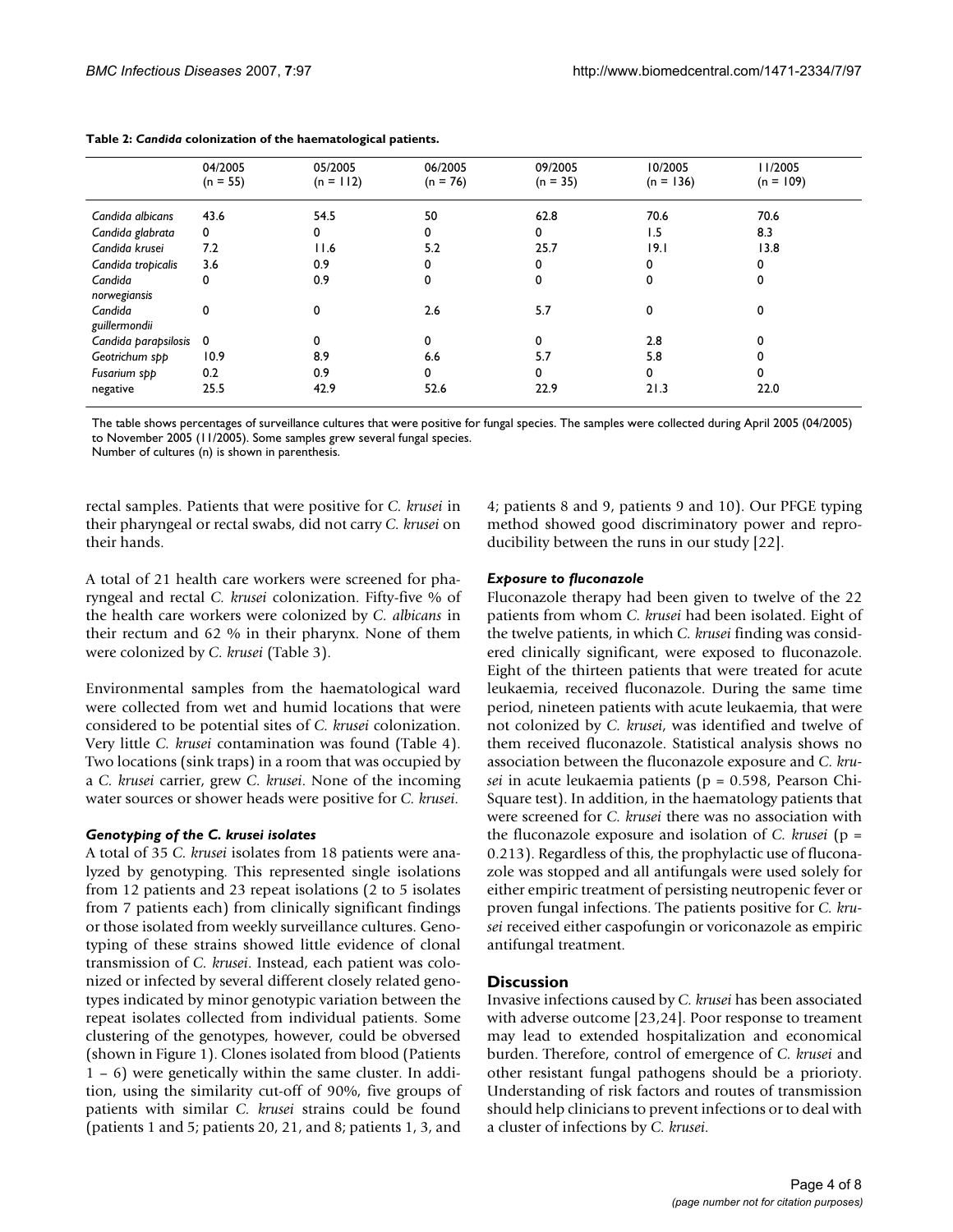**Table 2: *Candida* colonization of the haematological patients.**

| | 04/2005 (n = 55) | 05/2005 (n = 112) | 06/2005 (n = 76) | 09/2005 (n = 35) | 10/2005 (n = 136) | 11/2005 (n = 109) |
|---|---|---|---|---|---|---|
| *Candida albicans* | 43.6 | 54.5 | 50 | 62.8 | 70.6 | 70.6 |
| *Candida glabrata* | 0 | 0 | 0 | 0 | 1.5 | 8.3 |
| *Candida krusei* | 7.2 | 11.6 | 5.2 | 25.7 | 19.1 | 13.8 |
| *Candida tropicalis* | 3.6 | 0.9 | 0 | 0 | 0 | 0 |
| *Candida norwegiansis* | 0 | 0.9 | 0 | 0 | 0 | 0 |
| *Candida guillermondii* | 0 | 0 | 2.6 | 5.7 | 0 | 0 |
| *Candida parapsilosis* | 0 | 0 | 0 | 0 | 2.8 | 0 |
| *Geotrichum spp* | 10.9 | 8.9 | 6.6 | 5.7 | 5.8 | 0 |
| *Fusarium spp* | 0.2 | 0.9 | 0 | 0 | 0 | 0 |
| negative | 25.5 | 42.9 | 52.6 | 22.9 | 21.3 | 22.0 |

The table shows percentages of surveillance cultures that were positive for fungal species. The samples were collected during April 2005 (04/2005) to November 2005 (11/2005). Some samples grew several fungal species.
Number of cultures (n) is shown in parenthesis.

rectal samples. Patients that were positive for *C. krusei* in their pharyngeal or rectal swabs, did not carry *C. krusei* on their hands.

A total of 21 health care workers were screened for pharyngeal and rectal *C. krusei* colonization. Fifty-five % of the health care workers were colonized by *C. albicans* in their rectum and 62 % in their pharynx. None of them were colonized by *C. krusei* (Table 3).

Environmental samples from the haematological ward were collected from wet and humid locations that were considered to be potential sites of *C. krusei* colonization. Very little *C. krusei* contamination was found (Table 4). Two locations (sink traps) in a room that was occupied by a *C. krusei* carrier, grew *C. krusei*. None of the incoming water sources or shower heads were positive for *C. krusei*.

### *Genotyping of the C. krusei isolates*

A total of 35 *C. krusei* isolates from 18 patients were analyzed by genotyping. This represented single isolations from 12 patients and 23 repeat isolations (2 to 5 isolates from 7 patients each) from clinically significant findings or those isolated from weekly surveillance cultures. Genotyping of these strains showed little evidence of clonal transmission of *C. krusei*. Instead, each patient was colonized or infected by several different closely related genotypes indicated by minor genotypic variation between the repeat isolates collected from individual patients. Some clustering of the genotypes, however, could be obversed (shown in Figure 1). Clones isolated from blood (Patients 1 – 6) were genetically within the same cluster. In addition, using the similarity cut-off of 90%, five groups of patients with similar *C. krusei* strains could be found (patients 1 and 5; patients 20, 21, and 8; patients 1, 3, and 4; patients 8 and 9, patients 9 and 10). Our PFGE typing method showed good discriminatory power and reproducibility between the runs in our study [22].

### *Exposure to fluconazole*

Fluconazole therapy had been given to twelve of the 22 patients from whom *C. krusei* had been isolated. Eight of the twelve patients, in which *C. krusei* finding was considered clinically significant, were exposed to fluconazole. Eight of the thirteen patients that were treated for acute leukaemia, received fluconazole. During the same time period, nineteen patients with acute leukaemia, that were not colonized by *C. krusei*, was identified and twelve of them received fluconazole. Statistical analysis shows no association between the fluconazole exposure and *C. krusei* in acute leukaemia patients ($p = 0.598$, Pearson Chi-Square test). In addition, in the haematology patients that were screened for *C. krusei* there was no association with the fluconazole exposure and isolation of *C. krusei* ($p = 0.213$). Regardless of this, the prophylactic use of fluconazole was stopped and all antifungals were used solely for either empiric treatment of persisting neutropenic fever or proven fungal infections. The patients positive for *C. krusei* received either caspofungin or voriconazole as empiric antifungal treatment.

## Discussion

Invasive infections caused by *C. krusei* has been associated with adverse outcome [23,24]. Poor response to treament may lead to extended hospitalization and economical burden. Therefore, control of emergence of *C. krusei* and other resistant fungal pathogens should be a prioroty. Understanding of risk factors and routes of transmission should help clinicians to prevent infections or to deal with a cluster of infections by *C. krusei*.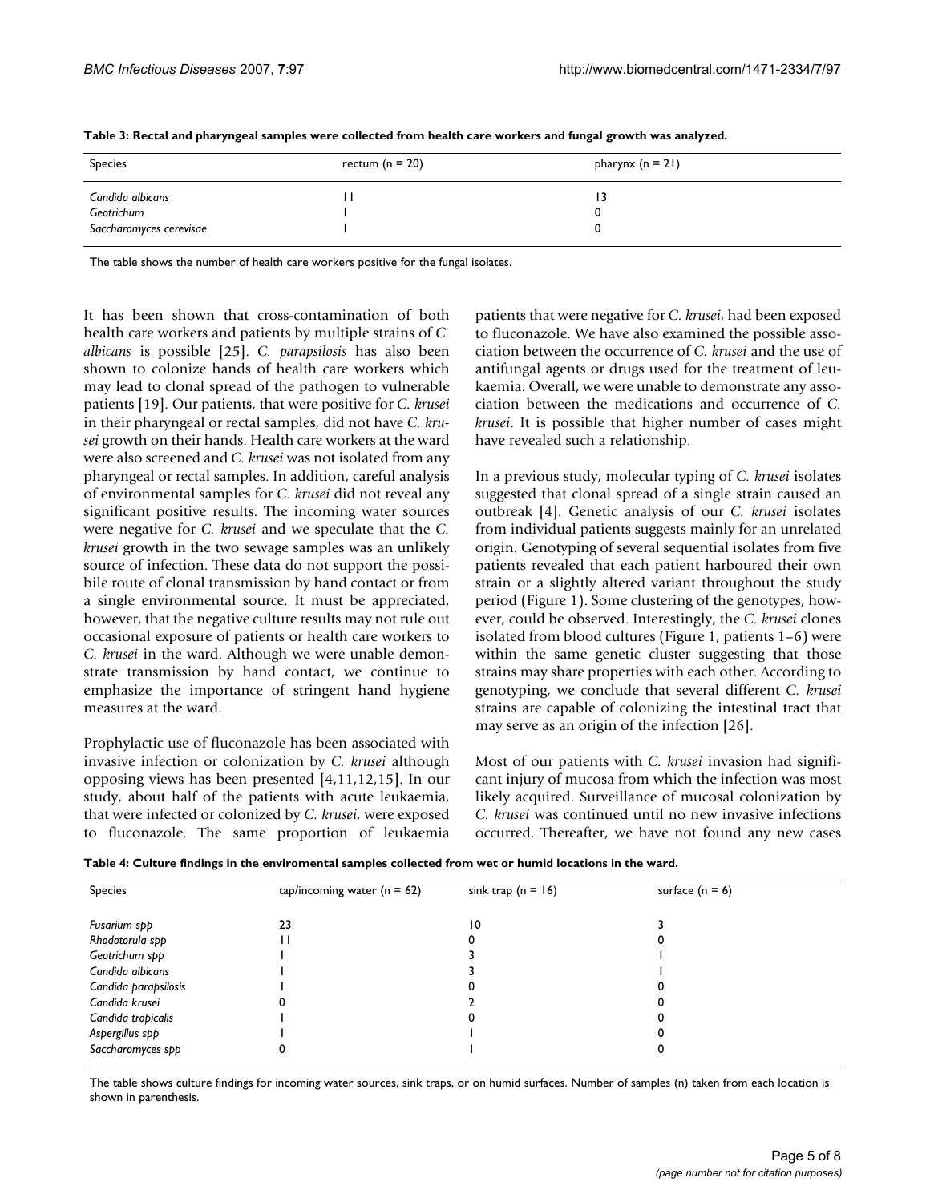**Table 3: Rectal and pharyngeal samples were collected from health care workers and fungal growth was analyzed.**

| Species | rectum (n = 20) | pharynx (n = 21) |
| --- | --- | --- |
| *Candida albicans* | 11 | 13 |
| *Geotrichum* | 1 | 0 |
| *Saccharomyces cerevisae* | 1 | 0 |

The table shows the number of health care workers positive for the fungal isolates.

It has been shown that cross-contamination of both health care workers and patients by multiple strains of *C. albicans* is possible [25]. *C. parapsilosis* has also been shown to colonize hands of health care workers which may lead to clonal spread of the pathogen to vulnerable patients [19]. Our patients, that were positive for *C. krusei* in their pharyngeal or rectal samples, did not have *C. krusei* growth on their hands. Health care workers at the ward were also screened and *C. krusei* was not isolated from any pharyngeal or rectal samples. In addition, careful analysis of environmental samples for *C. krusei* did not reveal any significant positive results. The incoming water sources were negative for *C. krusei* and we speculate that the *C. krusei* growth in the two sewage samples was an unlikely source of infection. These data do not support the possibile route of clonal transmission by hand contact or from a single environmental source. It must be appreciated, however, that the negative culture results may not rule out occasional exposure of patients or health care workers to *C. krusei* in the ward. Although we were unable demonstrate transmission by hand contact, we continue to emphasize the importance of stringent hand hygiene measures at the ward.

Prophylactic use of fluconazole has been associated with invasive infection or colonization by *C. krusei* although opposing views has been presented [4,11,12,15]. In our study, about half of the patients with acute leukaemia, that were infected or colonized by *C. krusei*, were exposed to fluconazole. The same proportion of leukaemia patients that were negative for *C. krusei*, had been exposed to fluconazole. We have also examined the possible association between the occurrence of *C. krusei* and the use of antifungal agents or drugs used for the treatment of leukaemia. Overall, we were unable to demonstrate any association between the medications and occurrence of *C. krusei*. It is possible that higher number of cases might have revealed such a relationship.

In a previous study, molecular typing of *C. krusei* isolates suggested that clonal spread of a single strain caused an outbreak [4]. Genetic analysis of our *C. krusei* isolates from individual patients suggests mainly for an unrelated origin. Genotyping of several sequential isolates from five patients revealed that each patient harboured their own strain or a slightly altered variant throughout the study period (Figure 1). Some clustering of the genotypes, however, could be observed. Interestingly, the *C. krusei* clones isolated from blood cultures (Figure 1, patients 1–6) were within the same genetic cluster suggesting that those strains may share properties with each other. According to genotyping, we conclude that several different *C. krusei* strains are capable of colonizing the intestinal tract that may serve as an origin of the infection [26].

Most of our patients with *C. krusei* invasion had significant injury of mucosa from which the infection was most likely acquired. Surveillance of mucosal colonization by *C. krusei* was continued until no new invasive infections occurred. Thereafter, we have not found any new cases

**Table 4: Culture findings in the enviromental samples collected from wet or humid locations in the ward.**

| Species | tap/incoming water (n = 62) | sink trap (n = 16) | surface (n = 6) |
| --- | --- | --- | --- |
| *Fusarium spp* | 23 | 10 | 3 |
| *Rhodotorula spp* | 11 | 0 | 0 |
| *Geotrichum spp* | 1 | 3 | 1 |
| *Candida albicans* | 1 | 3 | 1 |
| *Candida parapsilosis* | 1 | 0 | 0 |
| *Candida krusei* | 0 | 2 | 0 |
| *Candida tropicalis* | 1 | 0 | 0 |
| *Aspergillus spp* | 1 | 1 | 0 |
| *Saccharomyces spp* | 0 | 1 | 0 |

The table shows culture findings for incoming water sources, sink traps, or on humid surfaces. Number of samples (n) taken from each location is shown in parenthesis.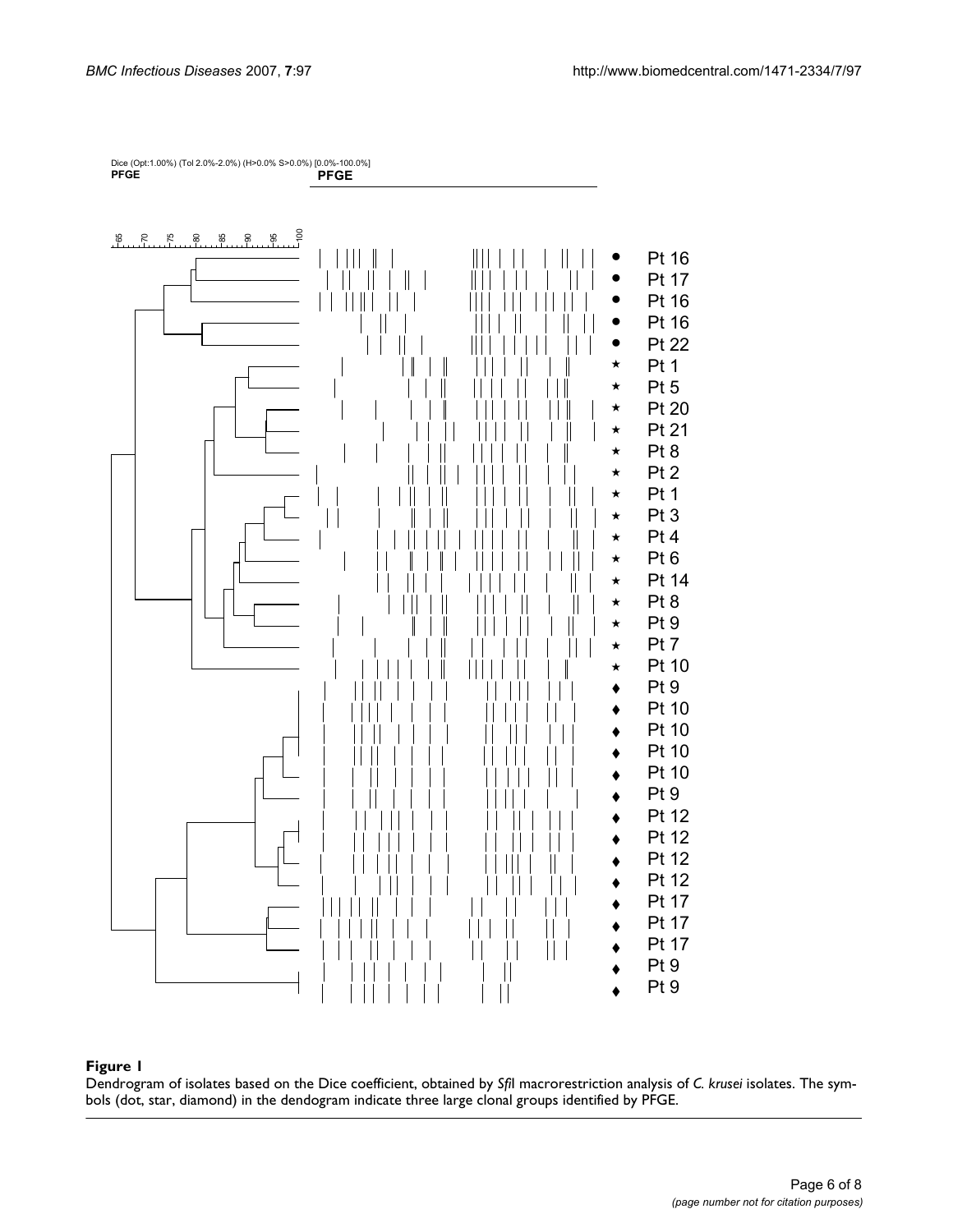Dice (Opt:1.00%) (Tol 2.0%-2.0%) (H>0.0% S>0.0%) [0.0%-100.0%]
**PFGE**

**PFGE**

| Symbol | Isolate |
|---|---|
| ● | Pt 16 |
| ● | Pt 17 |
| ● | Pt 16 |
| ● | Pt 16 |
| ● | Pt 22 |
| ★ | Pt 1 |
| ★ | Pt 5 |
| ★ | Pt 20 |
| ★ | Pt 21 |
| ★ | Pt 8 |
| ★ | Pt 2 |
| ★ | Pt 1 |
| ★ | Pt 3 |
| ★ | Pt 4 |
| ★ | Pt 6 |
| ★ | Pt 14 |
| ★ | Pt 8 |
| ★ | Pt 9 |
| ★ | Pt 7 |
| ★ | Pt 10 |
| ♦ | Pt 9 |
| ♦ | Pt 10 |
| ♦ | Pt 10 |
| ♦ | Pt 10 |
| ♦ | Pt 10 |
| ♦ | Pt 9 |
| ♦ | Pt 12 |
| ♦ | Pt 12 |
| ♦ | Pt 12 |
| ♦ | Pt 12 |
| ♦ | Pt 17 |
| ♦ | Pt 17 |
| ♦ | Pt 17 |
| ♦ | Pt 9 |
| ♦ | Pt 9 |

**Figure 1**

Dendrogram of isolates based on the Dice coefficient, obtained by *Sfi*I macrorestriction analysis of *C. krusei* isolates. The symbols (dot, star, diamond) in the dendogram indicate three large clonal groups identified by PFGE.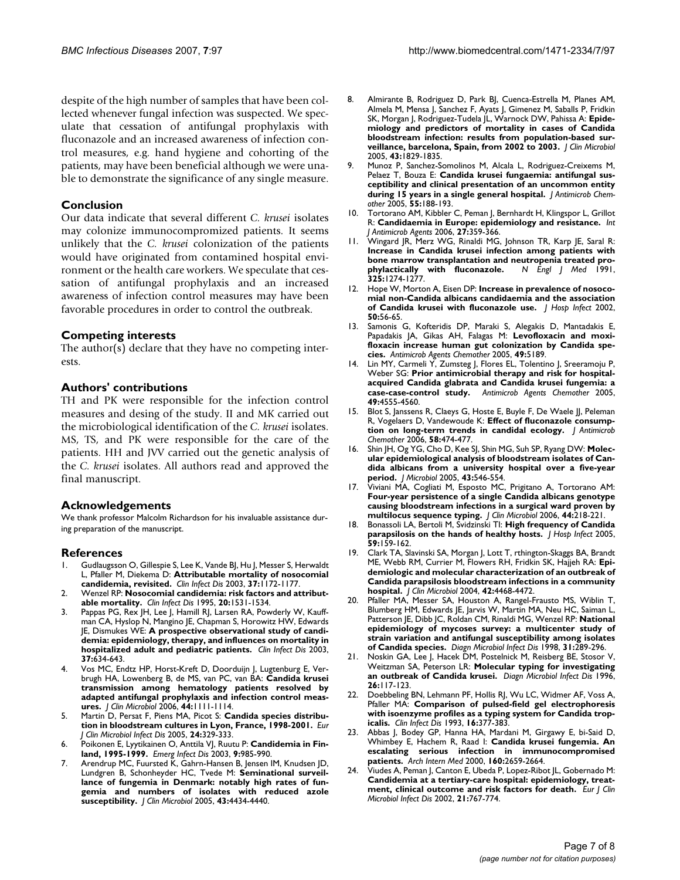despite of the high number of samples that have been collected whenever fungal infection was suspected. We speculate that cessation of antifungal prophylaxis with fluconazole and an increased awareness of infection control measures, e.g. hand hygiene and cohorting of the patients, may have been beneficial although we were unable to demonstrate the significance of any single measure.

## Conclusion

Our data indicate that several different *C. krusei* isolates may colonize immunocompromized patients. It seems unlikely that the *C. krusei* colonization of the patients would have originated from contamined hospital environment or the health care workers. We speculate that cessation of antifungal prophylaxis and an increased awareness of infection control measures may have been favorable procedures in order to control the outbreak.

## Competing interests

The author(s) declare that they have no competing interests.

## Authors' contributions

TH and PK were responsible for the infection control measures and desing of the study. II and MK carried out the microbiological identification of the *C. krusei* isolates. MS, TS, and PK were responsible for the care of the patients. HH and JVV carried out the genetic analysis of the *C. krusei* isolates. All authors read and approved the final manuscript.

## Acknowledgements

We thank professor Malcolm Richardson for his invaluable assistance during preparation of the manuscript.

## References

1. Gudlaugsson O, Gillespie S, Lee K, Vande BJ, Hu J, Messer S, Herwaldt L, Pfaller M, Diekema D: **Attributable mortality of nosocomial candidemia, revisited.** *Clin Infect Dis* 2003, **37:**1172-1177.
2. Wenzel RP: **Nosocomial candidemia: risk factors and attributable mortality.** *Clin Infect Dis* 1995, **20:**1531-1534.
3. Pappas PG, Rex JH, Lee J, Hamill RJ, Larsen RA, Powderly W, Kauffman CA, Hyslop N, Mangino JE, Chapman S, Horowitz HW, Edwards JE, Dismukes WE: **A prospective observational study of candidemia: epidemiology, therapy, and influences on mortality in hospitalized adult and pediatric patients.** *Clin Infect Dis* 2003, **37:**634-643.
4. Vos MC, Endtz HP, Horst-Kreft D, Doorduijn J, Lugtenburg E, Verbrugh HA, Lowenberg B, de MS, van PC, van BA: **Candida krusei transmission among hematology patients resolved by adapted antifungal prophylaxis and infection control measures.** *J Clin Microbiol* 2006, **44:**1111-1114.
5. Martin D, Persat F, Piens MA, Picot S: **Candida species distribution in bloodstream cultures in Lyon, France, 1998-2001.** *Eur J Clin Microbiol Infect Dis* 2005, **24:**329-333.
6. Poikonen E, Lyytikainen O, Anttila VJ, Ruutu P: **Candidemia in Finland, 1995-1999.** *Emerg Infect Dis* 2003, **9:**985-990.
7. Arendrup MC, Fuursted K, Gahrn-Hansen B, Jensen IM, Knudsen JD, Lundgren B, Schonheyder HC, Tvede M: **Seminational surveillance of fungemia in Denmark: notably high rates of fungemia and numbers of isolates with reduced azole susceptibility.** *J Clin Microbiol* 2005, **43:**4434-4440.
8. Almirante B, Rodriguez D, Park BJ, Cuenca-Estrella M, Planes AM, Almela M, Mensa J, Sanchez F, Ayats J, Gimenez M, Saballs P, Fridkin SK, Morgan J, Rodriguez-Tudela JL, Warnock DW, Pahissa A: **Epidemiology and predictors of mortality in cases of Candida bloodstream infection: results from population-based surveillance, barcelona, Spain, from 2002 to 2003.** *J Clin Microbiol* 2005, **43:**1829-1835.
9. Munoz P, Sanchez-Somolinos M, Alcala L, Rodriguez-Creixems M, Pelaez T, Bouza E: **Candida krusei fungaemia: antifungal susceptibility and clinical presentation of an uncommon entity during 15 years in a single general hospital.** *J Antimicrob Chemother* 2005, **55:**188-193.
10. Tortorano AM, Kibbler C, Peman J, Bernhardt H, Klingspor L, Grillot R: **Candidaemia in Europe: epidemiology and resistance.** *Int J Antimicrob Agents* 2006, **27:**359-366.
11. Wingard JR, Merz WG, Rinaldi MG, Johnson TR, Karp JE, Saral R: **Increase in Candida krusei infection among patients with bone marrow transplantation and neutropenia treated prophylactically with fluconazole.** *N Engl J Med* 1991, **325:**1274-1277.
12. Hope W, Morton A, Eisen DP: **Increase in prevalence of nosocomial non-Candida albicans candidaemia and the association of Candida krusei with fluconazole use.** *J Hosp Infect* 2002, **50:**56-65.
13. Samonis G, Kofteridis DP, Maraki S, Alegakis D, Mantadakis E, Papadakis JA, Gikas AH, Falagas M: **Levofloxacin and moxifloxacin increase human gut colonization by Candida species.** *Antimicrob Agents Chemother* 2005, **49:**5189.
14. Lin MY, Carmeli Y, Zumsteg J, Flores EL, Tolentino J, Sreeramoju P, Weber SG: **Prior antimicrobial therapy and risk for hospital-acquired Candida glabrata and Candida krusei fungemia: a case-case-control study.** *Antimicrob Agents Chemother* 2005, **49:**4555-4560.
15. Blot S, Janssens R, Claeys G, Hoste E, Buyle F, De Waele JJ, Peleman R, Vogelaers D, Vandewoude K: **Effect of fluconazole consumption on long-term trends in candidal ecology.** *J Antimicrob Chemother* 2006, **58:**474-477.
16. Shin JH, Og YG, Cho D, Kee SJ, Shin MG, Suh SP, Ryang DW: **Molecular epidemiological analysis of bloodstream isolates of Candida albicans from a university hospital over a five-year period.** *J Microbiol* 2005, **43:**546-554.
17. Viviani MA, Cogliati M, Esposto MC, Prigitano A, Tortorano AM: **Four-year persistence of a single Candida albicans genotype causing bloodstream infections in a surgical ward proven by multilocus sequence typing.** *J Clin Microbiol* 2006, **44:**218-221.
18. Bonassoli LA, Bertoli M, Svidzinski TI: **High frequency of Candida parapsilosis on the hands of healthy hosts.** *J Hosp Infect* 2005, **59:**159-162.
19. Clark TA, Slavinski SA, Morgan J, Lott T, rthington-Skaggs BA, Brandt ME, Webb RM, Currier M, Flowers RH, Fridkin SK, Hajjeh RA: **Epidemiologic and molecular characterization of an outbreak of Candida parapsilosis bloodstream infections in a community hospital.** *J Clin Microbiol* 2004, **42:**4468-4472.
20. Pfaller MA, Messer SA, Houston A, Rangel-Frausto MS, Wiblin T, Blumberg HM, Edwards JE, Jarvis W, Martin MA, Neu HC, Saiman L, Patterson JE, Dibb JC, Roldan CM, Rinaldi MG, Wenzel RP: **National epidemiology of mycoses survey: a multicenter study of strain variation and antifungal susceptibility among isolates of Candida species.** *Diagn Microbiol Infect Dis* 1998, **31:**289-296.
21. Noskin GA, Lee J, Hacek DM, Postelnick M, Reisberg BE, Stosor V, Weitzman SA, Peterson LR: **Molecular typing for investigating an outbreak of Candida krusei.** *Diagn Microbiol Infect Dis* 1996, **26:**117-123.
22. Doebbeling BN, Lehmann PF, Hollis RJ, Wu LC, Widmer AF, Voss A, Pfaller MA: **Comparison of pulsed-field gel electrophoresis with isoenzyme profiles as a typing system for Candida tropicalis.** *Clin Infect Dis* 1993, **16:**377-383.
23. Abbas J, Bodey GP, Hanna HA, Mardani M, Girgawy E, bi-Said D, Whimbey E, Hachem R, Raad I: **Candida krusei fungemia. An escalating serious infection in immunocompromised patients.** *Arch Intern Med* 2000, **160:**2659-2664.
24. Viudes A, Peman J, Canton E, Ubeda P, Lopez-Ribot JL, Gobernado M: **Candidemia at a tertiary-care hospital: epidemiology, treatment, clinical outcome and risk factors for death.** *Eur J Clin Microbiol Infect Dis* 2002, **21:**767-774.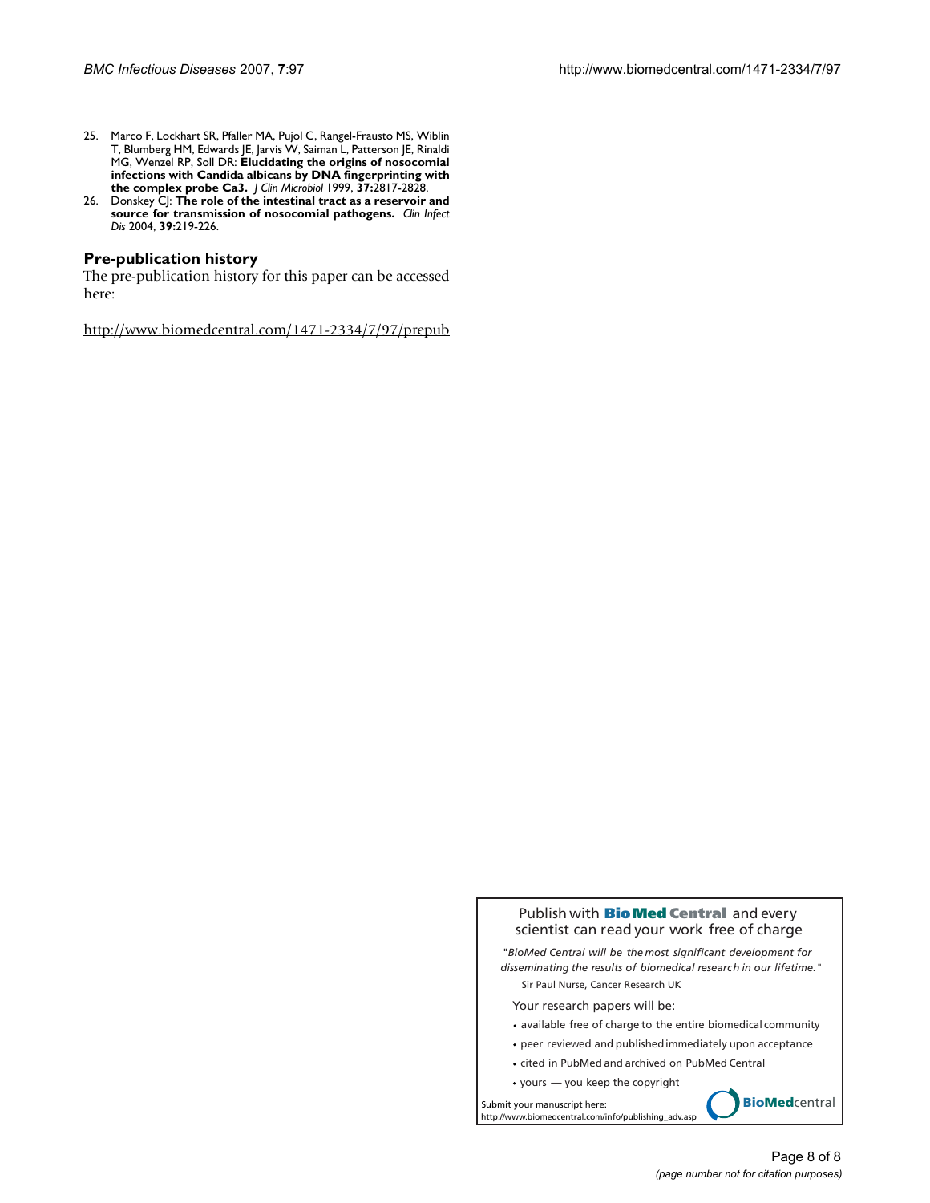25. Marco F, Lockhart SR, Pfaller MA, Pujol C, Rangel-Frausto MS, Wiblin T, Blumberg HM, Edwards JE, Jarvis W, Saiman L, Patterson JE, Rinaldi MG, Wenzel RP, Soll DR: **Elucidating the origins of nosocomial infections with Candida albicans by DNA fingerprinting with the complex probe Ca3.** *J Clin Microbiol* 1999, **37:**2817-2828.
26. Donskey CJ: **The role of the intestinal tract as a reservoir and source for transmission of nosocomial pathogens.** *Clin Infect Dis* 2004, **39:**219-226.

## Pre-publication history

The pre-publication history for this paper can be accessed here:

http://www.biomedcentral.com/1471-2334/7/97/prepub

Publish with **BioMed Central** and every scientist can read your work free of charge

*"BioMed Central will be the most significant development for disseminating the results of biomedical research in our lifetime."*

Sir Paul Nurse, Cancer Research UK

Your research papers will be:

- available free of charge to the entire biomedical community
- peer reviewed and published immediately upon acceptance
- cited in PubMed and archived on PubMed Central
- yours — you keep the copyright

Submit your manuscript here:
http://www.biomedcentral.com/info/publishing_adv.asp

**BioMed**central